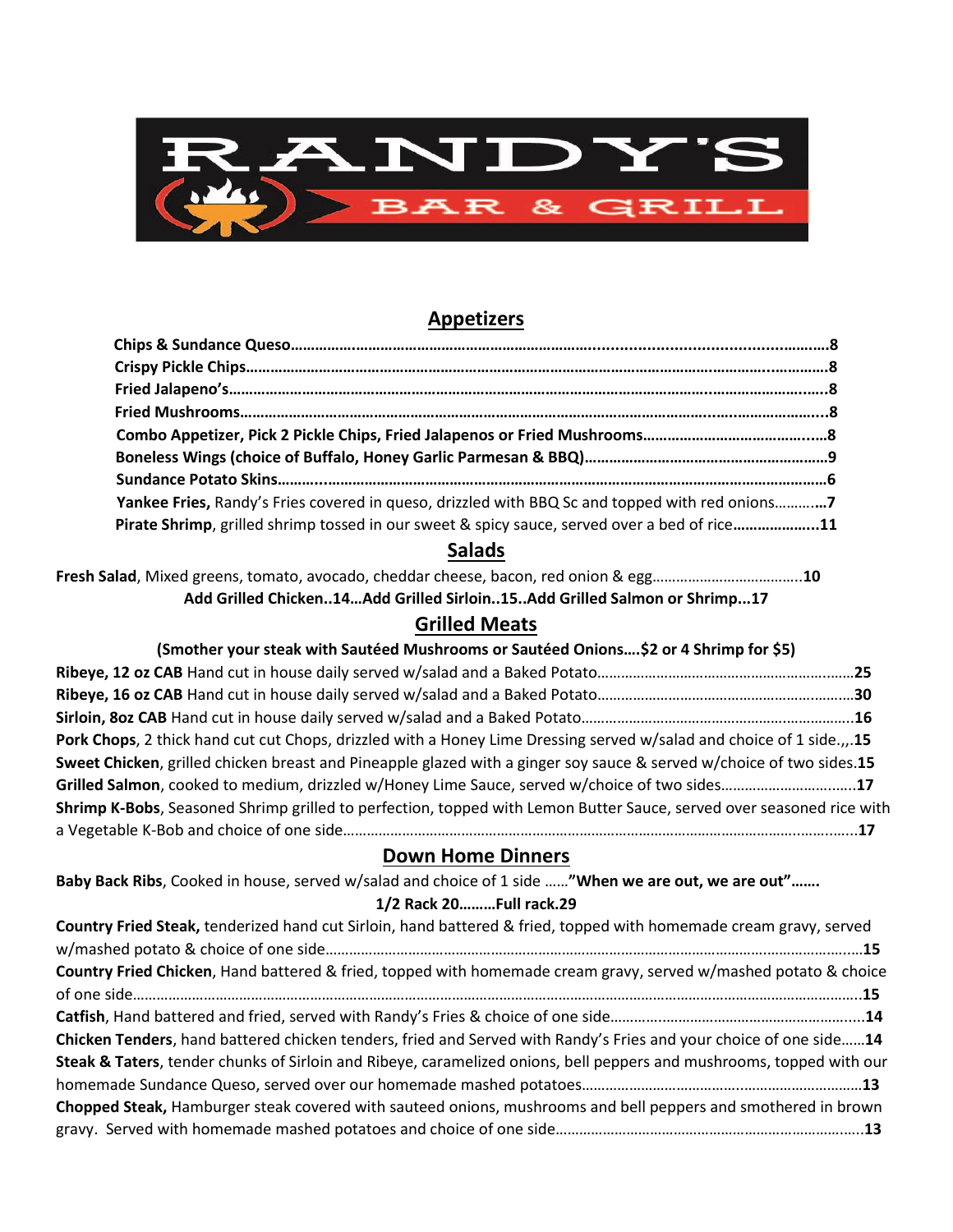# RANDY'S BAR & GRILL

## Appetizers

**Chips & Sundance Queso……………………………………………………………8**
**Crispy Pickle Chips……………………………………………………………8**
**Fried Jalapeno's……………………………………………………………8**
**Fried Mushrooms……………………………………………………………8**
**Combo Appetizer, Pick 2 Pickle Chips, Fried Jalapenos or Fried Mushrooms…………………8**
**Boneless Wings (choice of Buffalo, Honey Garlic Parmesan & BBQ)…………………………9**
**Sundance Potato Skins……………………………………………………………6**
**Yankee Fries,** Randy's Fries covered in queso, drizzled with BBQ Sc and topped with red onions…………**7**
**Pirate Shrimp**, grilled shrimp tossed in our sweet & spicy sauce, served over a bed of rice…………………**11**

## Salads

**Fresh Salad**, Mixed greens, tomato, avocado, cheddar cheese, bacon, red onion & egg………………………**10**

**Add Grilled Chicken..14…Add Grilled Sirloin..15..Add Grilled Salmon or Shrimp...17**

## Grilled Meats

**(Smother your steak with Sautéed Mushrooms or Sautéed Onions….$2 or 4 Shrimp for $5)**

**Ribeye, 12 oz CAB** Hand cut in house daily served w/salad and a Baked Potato…………………………**25**
**Ribeye, 16 oz CAB** Hand cut in house daily served w/salad and a Baked Potato…………………………**30**
**Sirloin, 8oz CAB** Hand cut in house daily served w/salad and a Baked Potato…………………………**16**
**Pork Chops**, 2 thick hand cut cut Chops, drizzled with a Honey Lime Dressing served w/salad and choice of 1 side.,,.**15**
**Sweet Chicken**, grilled chicken breast and Pineapple glazed with a ginger soy sauce & served w/choice of two sides.**15**
**Grilled Salmon**, cooked to medium, drizzled w/Honey Lime Sauce, served w/choice of two sides…………………**17**
**Shrimp K-Bobs**, Seasoned Shrimp grilled to perfection, topped with Lemon Butter Sauce, served over seasoned rice with a Vegetable K-Bob and choice of one side……………………………………………………**17**

## Down Home Dinners

**Baby Back Ribs**, Cooked in house, served w/salad and choice of 1 side ……**"When we are out, we are out"…….**

**1/2 Rack 20………Full rack.29**

**Country Fried Steak,** tenderized hand cut Sirloin, hand battered & fried, topped with homemade cream gravy, served w/mashed potato & choice of one side……………………………………………………**15**
**Country Fried Chicken**, Hand battered & fried, topped with homemade cream gravy, served w/mashed potato & choice of one side……………………………………………………**15**
**Catfish**, Hand battered and fried, served with Randy's Fries & choice of one side…………………………**14**
**Chicken Tenders**, hand battered chicken tenders, fried and Served with Randy's Fries and your choice of one side……**14**
**Steak & Taters**, tender chunks of Sirloin and Ribeye, caramelized onions, bell peppers and mushrooms, topped with our homemade Sundance Queso, served over our homemade mashed potatoes…………………………**13**
**Chopped Steak,** Hamburger steak covered with sauteed onions, mushrooms and bell peppers and smothered in brown gravy. Served with homemade mashed potatoes and choice of one side…………………………**13**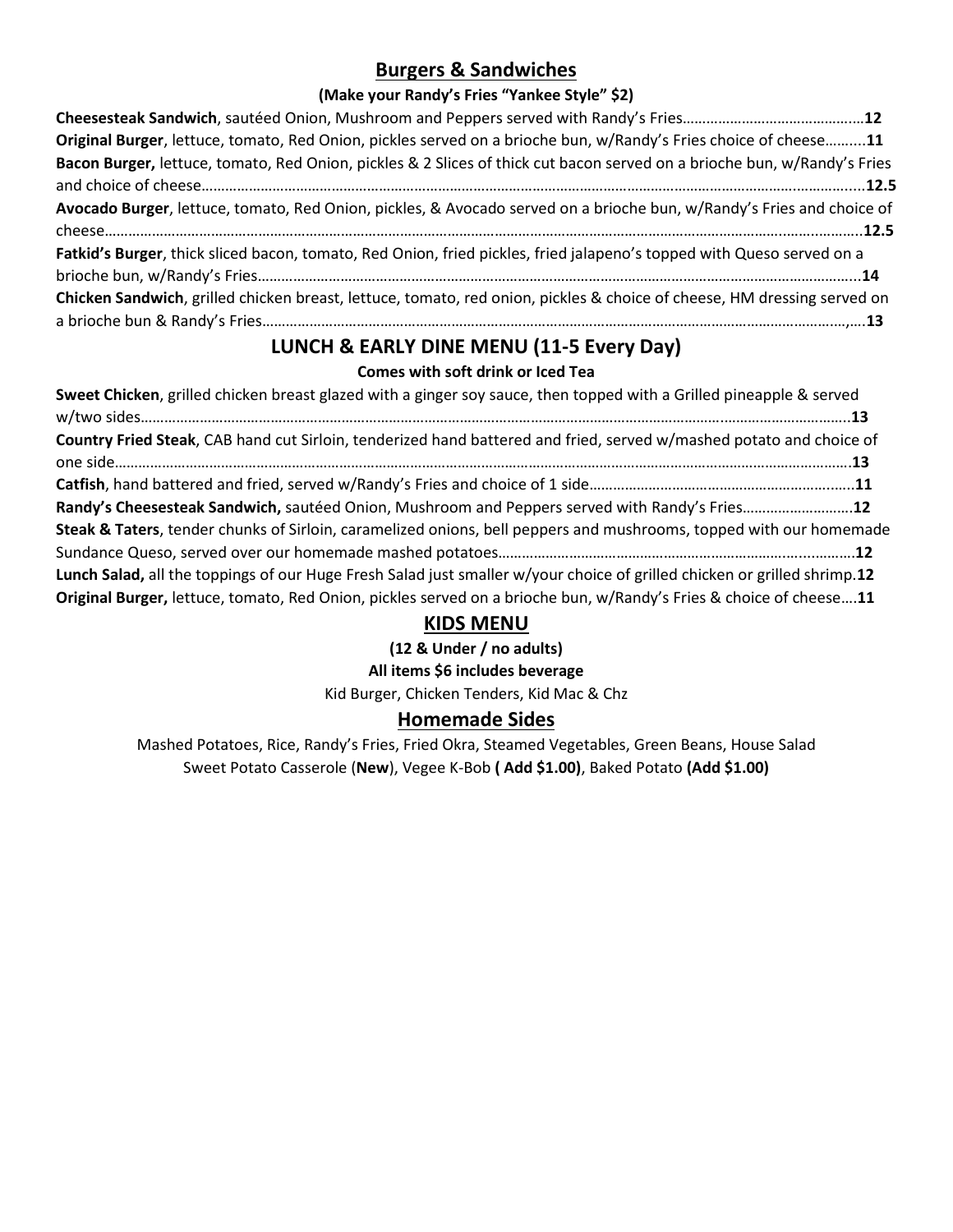## Burgers & Sandwiches

**(Make your Randy's Fries "Yankee Style" $2)**

**Cheesesteak Sandwich**, sautéed Onion, Mushroom and Peppers served with Randy's Fries……………………………………….**12**

**Original Burger**, lettuce, tomato, Red Onion, pickles served on a brioche bun, w/Randy's Fries choice of cheese……...**11**

**Bacon Burger,** lettuce, tomato, Red Onion, pickles & 2 Slices of thick cut bacon served on a brioche bun, w/Randy's Fries and choice of cheese……………………………………………………………………………………………………………………………….**12.5**

**Avocado Burger**, lettuce, tomato, Red Onion, pickles, & Avocado served on a brioche bun, w/Randy's Fries and choice of cheese…………………………………………………………………………………………………………………………………………….**12.5**

**Fatkid's Burger**, thick sliced bacon, tomato, Red Onion, fried pickles, fried jalapeno's topped with Queso served on a brioche bun, w/Randy's Fries………………………………………………………………………………………………………………………..**14**

**Chicken Sandwich**, grilled chicken breast, lettuce, tomato, red onion, pickles & choice of cheese, HM dressing served on a brioche bun & Randy's Fries…………………………………………………………………………………………………………………,….**13**

## LUNCH & EARLY DINE MENU (11-5 Every Day)

**Comes with soft drink or Iced Tea**

**Sweet Chicken**, grilled chicken breast glazed with a ginger soy sauce, then topped with a Grilled pineapple & served w/two sides……………………………………………………………………………………………………………………………………..**13**

**Country Fried Steak**, CAB hand cut Sirloin, tenderized hand battered and fried, served w/mashed potato and choice of one side………………………………………………………………………………………………………………………………………….**13**

**Catfish**, hand battered and fried, served w/Randy's Fries and choice of 1 side…………………………………………………….**11**

**Randy's Cheesesteak Sandwich,** sautéed Onion, Mushroom and Peppers served with Randy's Fries……………………..**12**

**Steak & Taters**, tender chunks of Sirloin, caramelized onions, bell peppers and mushrooms, topped with our homemade Sundance Queso, served over our homemade mashed potatoes…………………………………………………………………….**12**

**Lunch Salad,** all the toppings of our Huge Fresh Salad just smaller w/your choice of grilled chicken or grilled shrimp.**12**

**Original Burger,** lettuce, tomato, Red Onion, pickles served on a brioche bun, w/Randy's Fries & choice of cheese….**11**

## KIDS MENU

**(12 & Under / no adults)**

**All items $6 includes beverage**

Kid Burger, Chicken Tenders, Kid Mac & Chz

## Homemade Sides

Mashed Potatoes, Rice, Randy's Fries, Fried Okra, Steamed Vegetables, Green Beans, House Salad
Sweet Potato Casserole (**New**), Vegee K-Bob **( Add $1.00)**, Baked Potato **(Add $1.00)**